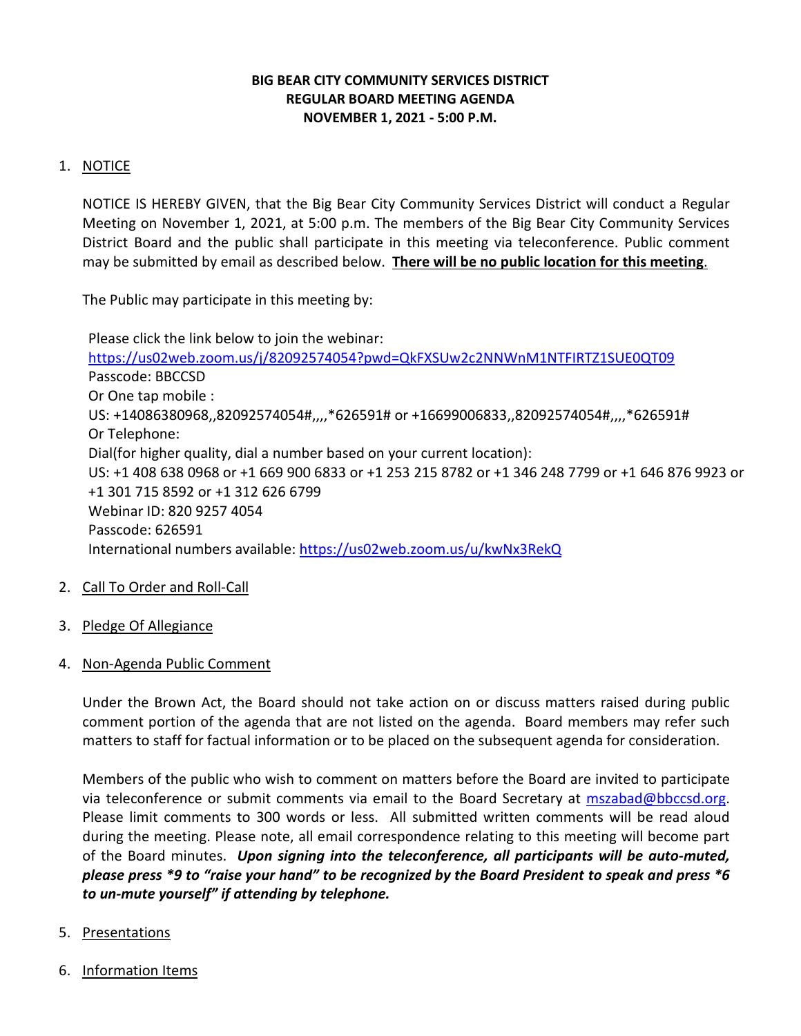**BIG BEAR CITY COMMUNITY SERVICES DISTRICT**
**REGULAR BOARD MEETING AGENDA**
**NOVEMBER 1, 2021 - 5:00 P.M.**

1. NOTICE

   NOTICE IS HEREBY GIVEN, that the Big Bear City Community Services District will conduct a Regular Meeting on November 1, 2021, at 5:00 p.m. The members of the Big Bear City Community Services District Board and the public shall participate in this meeting via teleconference. Public comment may be submitted by email as described below. **There will be no public location for this meeting**.

   The Public may participate in this meeting by:

   Please click the link below to join the webinar:
   https://us02web.zoom.us/j/82092574054?pwd=QkFXSUw2c2NNWnM1NTFIRTZ1SUE0QT09
   Passcode: BBCCSD
   Or One tap mobile :
   US: +14086380968,,82092574054#,,,,*626591# or +16699006833,,82092574054#,,,,*626591#
   Or Telephone:
   Dial(for higher quality, dial a number based on your current location):
   US: +1 408 638 0968 or +1 669 900 6833 or +1 253 215 8782 or +1 346 248 7799 or +1 646 876 9923 or +1 301 715 8592 or +1 312 626 6799
   Webinar ID: 820 9257 4054
   Passcode: 626591
   International numbers available: https://us02web.zoom.us/u/kwNx3RekQ

2. Call To Order and Roll-Call

3. Pledge Of Allegiance

4. Non-Agenda Public Comment

   Under the Brown Act, the Board should not take action on or discuss matters raised during public comment portion of the agenda that are not listed on the agenda. Board members may refer such matters to staff for factual information or to be placed on the subsequent agenda for consideration.

   Members of the public who wish to comment on matters before the Board are invited to participate via teleconference or submit comments via email to the Board Secretary at mszabad@bbccsd.org. Please limit comments to 300 words or less. All submitted written comments will be read aloud during the meeting. Please note, all email correspondence relating to this meeting will become part of the Board minutes. ***Upon signing into the teleconference, all participants will be auto-muted, please press *9 to "raise your hand" to be recognized by the Board President to speak and press *6 to un-mute yourself" if attending by telephone.***

5. Presentations

6. Information Items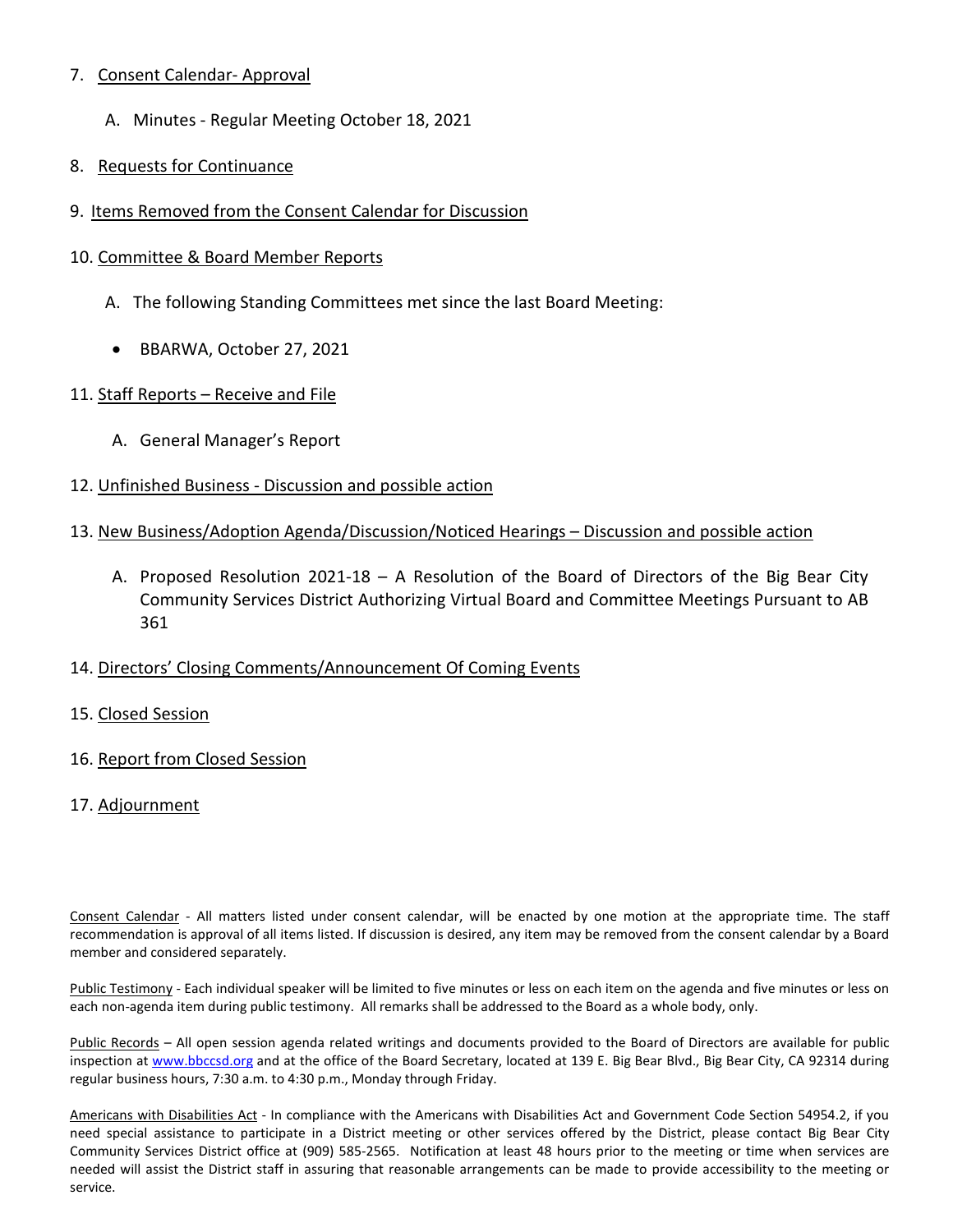7. Consent Calendar- Approval

   A. Minutes - Regular Meeting October 18, 2021

8. Requests for Continuance

9. Items Removed from the Consent Calendar for Discussion

10. Committee & Board Member Reports

    A. The following Standing Committees met since the last Board Meeting:

    - BBARWA, October 27, 2021

11. Staff Reports – Receive and File

    A. General Manager's Report

12. Unfinished Business - Discussion and possible action

13. New Business/Adoption Agenda/Discussion/Noticed Hearings – Discussion and possible action

    A. Proposed Resolution 2021-18 – A Resolution of the Board of Directors of the Big Bear City Community Services District Authorizing Virtual Board and Committee Meetings Pursuant to AB 361

14. Directors' Closing Comments/Announcement Of Coming Events

15. Closed Session

16. Report from Closed Session

17. Adjournment

Consent Calendar - All matters listed under consent calendar, will be enacted by one motion at the appropriate time. The staff recommendation is approval of all items listed. If discussion is desired, any item may be removed from the consent calendar by a Board member and considered separately.

Public Testimony - Each individual speaker will be limited to five minutes or less on each item on the agenda and five minutes or less on each non-agenda item during public testimony. All remarks shall be addressed to the Board as a whole body, only.

Public Records – All open session agenda related writings and documents provided to the Board of Directors are available for public inspection at www.bbccsd.org and at the office of the Board Secretary, located at 139 E. Big Bear Blvd., Big Bear City, CA 92314 during regular business hours, 7:30 a.m. to 4:30 p.m., Monday through Friday.

Americans with Disabilities Act - In compliance with the Americans with Disabilities Act and Government Code Section 54954.2, if you need special assistance to participate in a District meeting or other services offered by the District, please contact Big Bear City Community Services District office at (909) 585-2565. Notification at least 48 hours prior to the meeting or time when services are needed will assist the District staff in assuring that reasonable arrangements can be made to provide accessibility to the meeting or service.